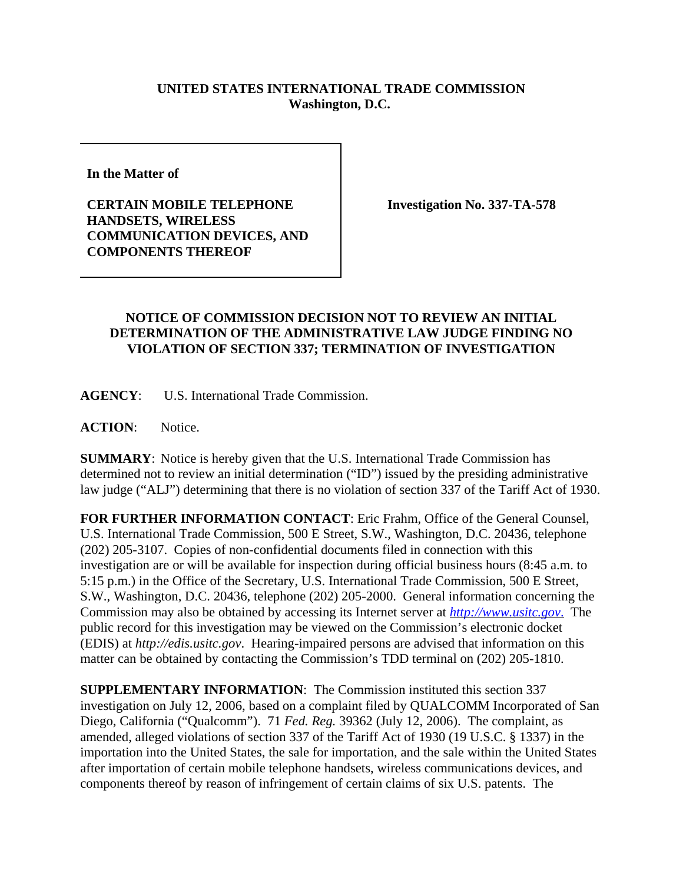**UNITED STATES INTERNATIONAL TRADE COMMISSION**
**Washington, D.C.**

| | |
|---|---|
| **In the Matter of**<br><br>**CERTAIN MOBILE TELEPHONE HANDSETS, WIRELESS COMMUNICATION DEVICES, AND COMPONENTS THEREOF** | **Investigation No. 337-TA-578** |

**NOTICE OF COMMISSION DECISION NOT TO REVIEW AN INITIAL DETERMINATION OF THE ADMINISTRATIVE LAW JUDGE FINDING NO VIOLATION OF SECTION 337; TERMINATION OF INVESTIGATION**

**AGENCY**: U.S. International Trade Commission.

**ACTION**: Notice.

**SUMMARY**: Notice is hereby given that the U.S. International Trade Commission has determined not to review an initial determination ("ID") issued by the presiding administrative law judge ("ALJ") determining that there is no violation of section 337 of the Tariff Act of 1930.

**FOR FURTHER INFORMATION CONTACT**: Eric Frahm, Office of the General Counsel, U.S. International Trade Commission, 500 E Street, S.W., Washington, D.C. 20436, telephone (202) 205-3107. Copies of non-confidential documents filed in connection with this investigation are or will be available for inspection during official business hours (8:45 a.m. to 5:15 p.m.) in the Office of the Secretary, U.S. International Trade Commission, 500 E Street, S.W., Washington, D.C. 20436, telephone (202) 205-2000. General information concerning the Commission may also be obtained by accessing its Internet server at *http://www.usitc.gov*. The public record for this investigation may be viewed on the Commission's electronic docket (EDIS) at *http://edis.usitc.gov*. Hearing-impaired persons are advised that information on this matter can be obtained by contacting the Commission's TDD terminal on (202) 205-1810.

**SUPPLEMENTARY INFORMATION**: The Commission instituted this section 337 investigation on July 12, 2006, based on a complaint filed by QUALCOMM Incorporated of San Diego, California ("Qualcomm"). 71 *Fed. Reg.* 39362 (July 12, 2006). The complaint, as amended, alleged violations of section 337 of the Tariff Act of 1930 (19 U.S.C. § 1337) in the importation into the United States, the sale for importation, and the sale within the United States after importation of certain mobile telephone handsets, wireless communications devices, and components thereof by reason of infringement of certain claims of six U.S. patents. The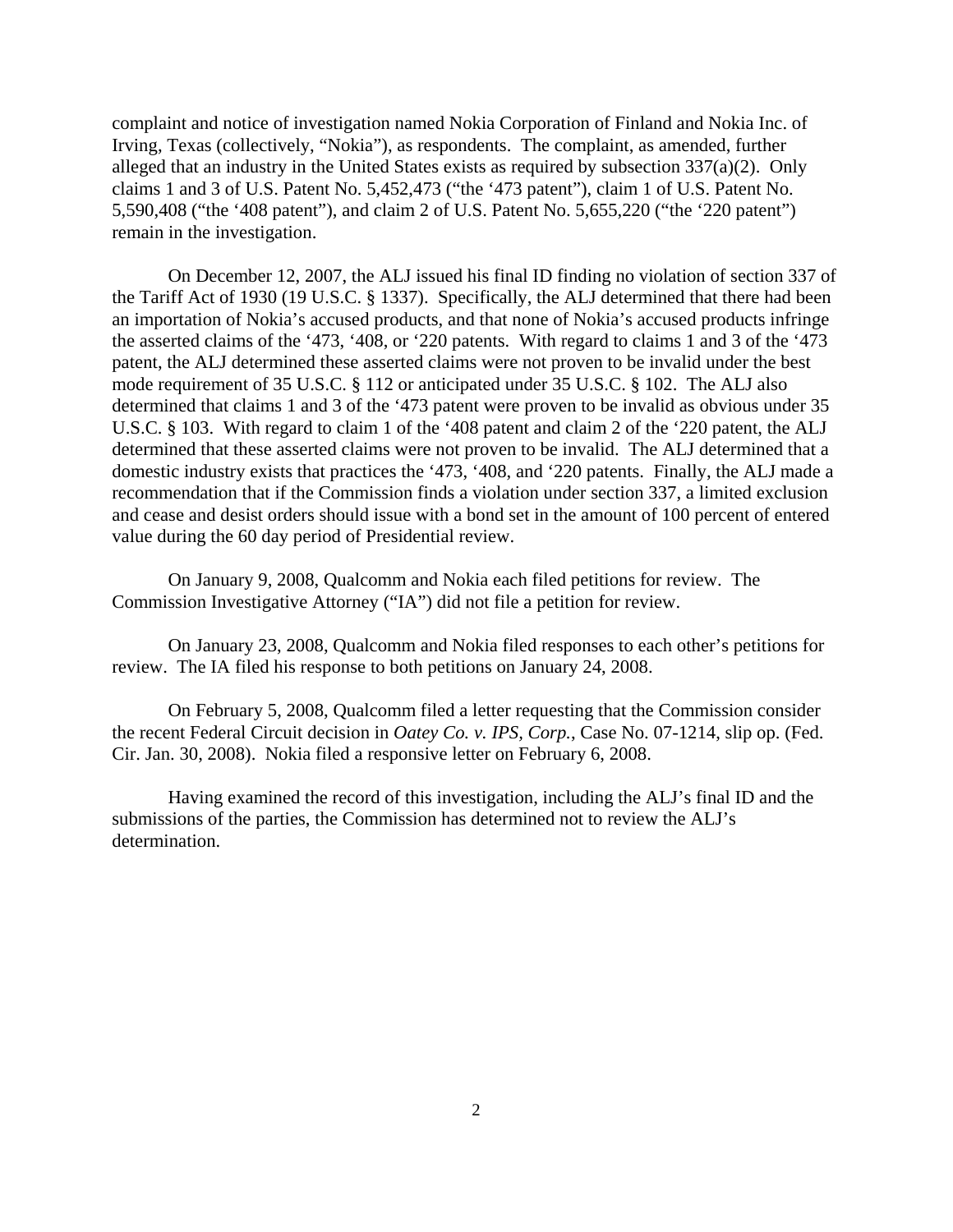complaint and notice of investigation named Nokia Corporation of Finland and Nokia Inc. of Irving, Texas (collectively, "Nokia"), as respondents. The complaint, as amended, further alleged that an industry in the United States exists as required by subsection 337(a)(2). Only claims 1 and 3 of U.S. Patent No. 5,452,473 ("the '473 patent"), claim 1 of U.S. Patent No. 5,590,408 ("the '408 patent"), and claim 2 of U.S. Patent No. 5,655,220 ("the '220 patent") remain in the investigation.

On December 12, 2007, the ALJ issued his final ID finding no violation of section 337 of the Tariff Act of 1930 (19 U.S.C. § 1337). Specifically, the ALJ determined that there had been an importation of Nokia's accused products, and that none of Nokia's accused products infringe the asserted claims of the '473, '408, or '220 patents. With regard to claims 1 and 3 of the '473 patent, the ALJ determined these asserted claims were not proven to be invalid under the best mode requirement of 35 U.S.C. § 112 or anticipated under 35 U.S.C. § 102. The ALJ also determined that claims 1 and 3 of the '473 patent were proven to be invalid as obvious under 35 U.S.C. § 103. With regard to claim 1 of the '408 patent and claim 2 of the '220 patent, the ALJ determined that these asserted claims were not proven to be invalid. The ALJ determined that a domestic industry exists that practices the '473, '408, and '220 patents. Finally, the ALJ made a recommendation that if the Commission finds a violation under section 337, a limited exclusion and cease and desist orders should issue with a bond set in the amount of 100 percent of entered value during the 60 day period of Presidential review.

On January 9, 2008, Qualcomm and Nokia each filed petitions for review. The Commission Investigative Attorney ("IA") did not file a petition for review.

On January 23, 2008, Qualcomm and Nokia filed responses to each other's petitions for review. The IA filed his response to both petitions on January 24, 2008.

On February 5, 2008, Qualcomm filed a letter requesting that the Commission consider the recent Federal Circuit decision in *Oatey Co. v. IPS, Corp.*, Case No. 07-1214, slip op. (Fed. Cir. Jan. 30, 2008). Nokia filed a responsive letter on February 6, 2008.

Having examined the record of this investigation, including the ALJ's final ID and the submissions of the parties, the Commission has determined not to review the ALJ's determination.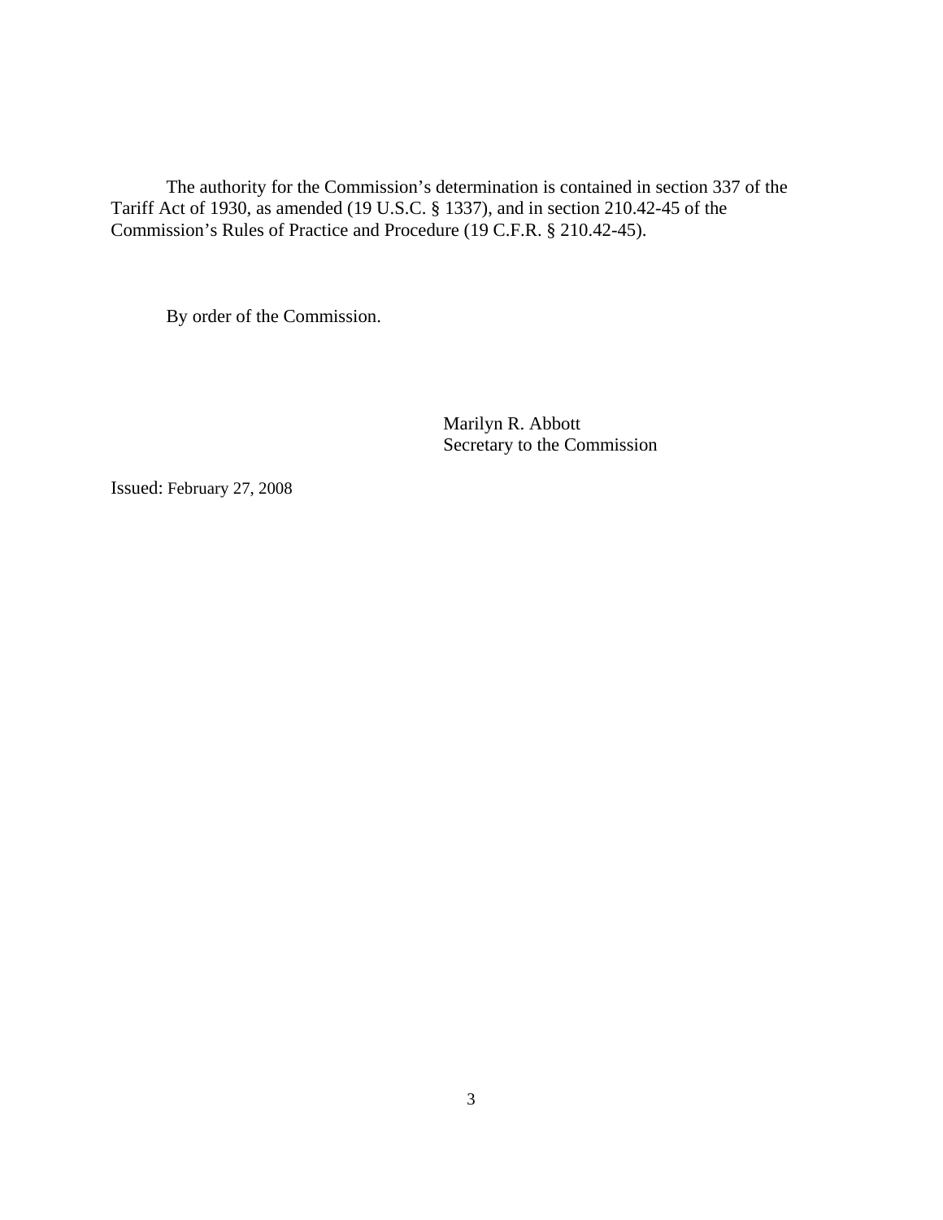The authority for the Commission's determination is contained in section 337 of the Tariff Act of 1930, as amended (19 U.S.C. § 1337), and in section 210.42-45 of the Commission's Rules of Practice and Procedure (19 C.F.R. § 210.42-45).

By order of the Commission.

Marilyn R. Abbott
Secretary to the Commission

Issued: February 27, 2008